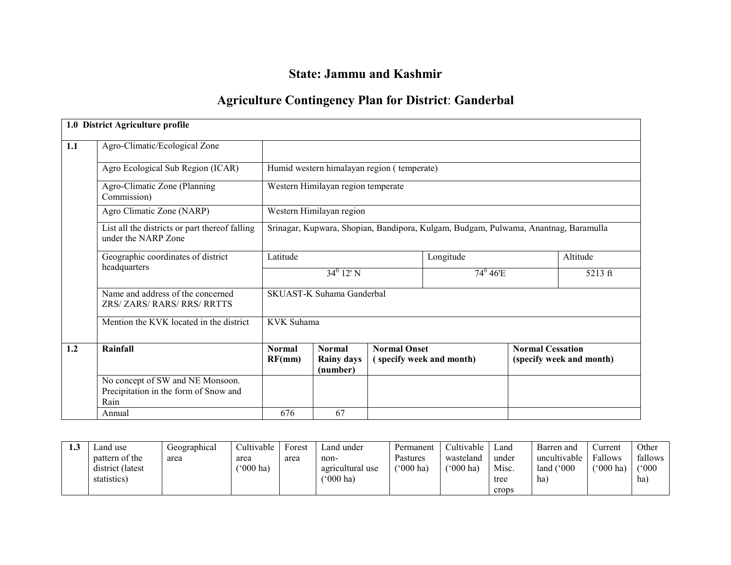# State: Jammu and Kashmir

## Agriculture Contingency Plan for District: Ganderbal

| 1.0 District Agriculture profile | | | | | | |
|---|---|---|---|---|---|---|
| 1.1 | Agro-Climatic/Ecological Zone | | | | | |
| | Agro Ecological Sub Region (ICAR) | Humid western himalayan region ( temperate) | | | | |
| | Agro-Climatic Zone (Planning Commission) | Western Himilayan region temperate | | | | |
| | Agro Climatic Zone (NARP) | Western Himilayan region | | | | |
| | List all the districts or part thereof falling under the NARP Zone | Srinagar, Kupwara, Shopian, Bandipora, Kulgam, Budgam, Pulwama, Anantnag, Baramulla | | | | |
| | Geographic coordinates of district headquarters | Latitude | | Longitude | | Altitude |
| | | $34^0$ 12' N | | $74^0$ 46'E | | 5213 ft |
| | Name and address of the concerned ZRS/ ZARS/ RARS/ RRS/ RRTTS | SKUAST-K Suhama Ganderbal | | | | |
| | Mention the KVK located in the district | KVK Suhama | | | | |
| 1.2 | **Rainfall** | **Normal RF(mm)** | **Normal Rainy days (number)** | **Normal Onset ( specify week and month)** | | **Normal Cessation (specify week and month)** |
| | No concept of SW and NE Monsoon. Precipitation in the form of Snow and Rain | | | | | |
| | Annual | 676 | 67 | | | |

| 1.3 | Land use pattern of the district (latest statistics) | Geographical area | Cultivable area ('000 ha) | Forest area | Land under non-agricultural use ('000 ha) | Permanent Pastures ('000 ha) | Cultivable wasteland ('000 ha) | Land under Misc. tree crops | Barren and uncultivable land ('000 ha) | Current Fallows ('000 ha) | Other fallows ('000 ha) |
|---|---|---|---|---|---|---|---|---|---|---|---|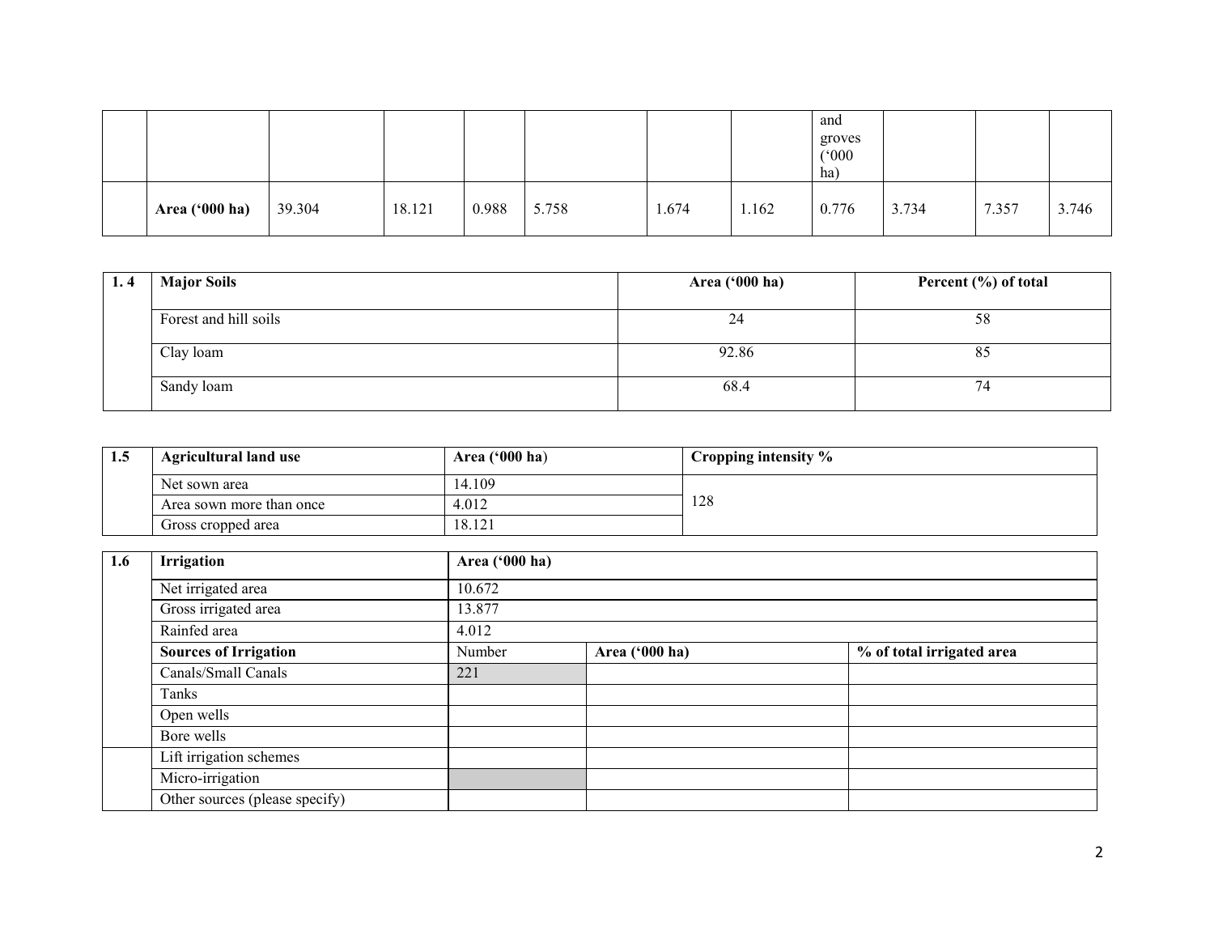| | | | | | | | | and groves ('000 ha) | | | |
|---|---|---|---|---|---|---|---|---|---|---|---|
| | **Area ('000 ha)** | 39.304 | 18.121 | 0.988 | 5.758 | 1.674 | 1.162 | 0.776 | 3.734 | 7.357 | 3.746 |

| 1. 4 | Major Soils | Area ('000 ha) | Percent (%) of total |
|---|---|---|---|
| | Forest and hill soils | 24 | 58 |
| | Clay loam | 92.86 | 85 |
| | Sandy loam | 68.4 | 74 |

| 1.5 | Agricultural land use | Area ('000 ha) | Cropping intensity % |
|---|---|---|---|
| | Net sown area | 14.109 | 128 |
| | Area sown more than once | 4.012 | |
| | Gross cropped area | 18.121 | |

| 1.6 | Irrigation | Area ('000 ha) | | |
|---|---|---|---|---|
| | Net irrigated area | 10.672 | | |
| | Gross irrigated area | 13.877 | | |
| | Rainfed area | 4.012 | | |
| | **Sources of Irrigation** | Number | **Area ('000 ha)** | **% of total irrigated area** |
| | Canals/Small Canals | 221 | | |
| | Tanks | | | |
| | Open wells | | | |
| | Bore wells | | | |
| | Lift irrigation schemes | | | |
| | Micro-irrigation | | | |
| | Other sources (please specify) | | | |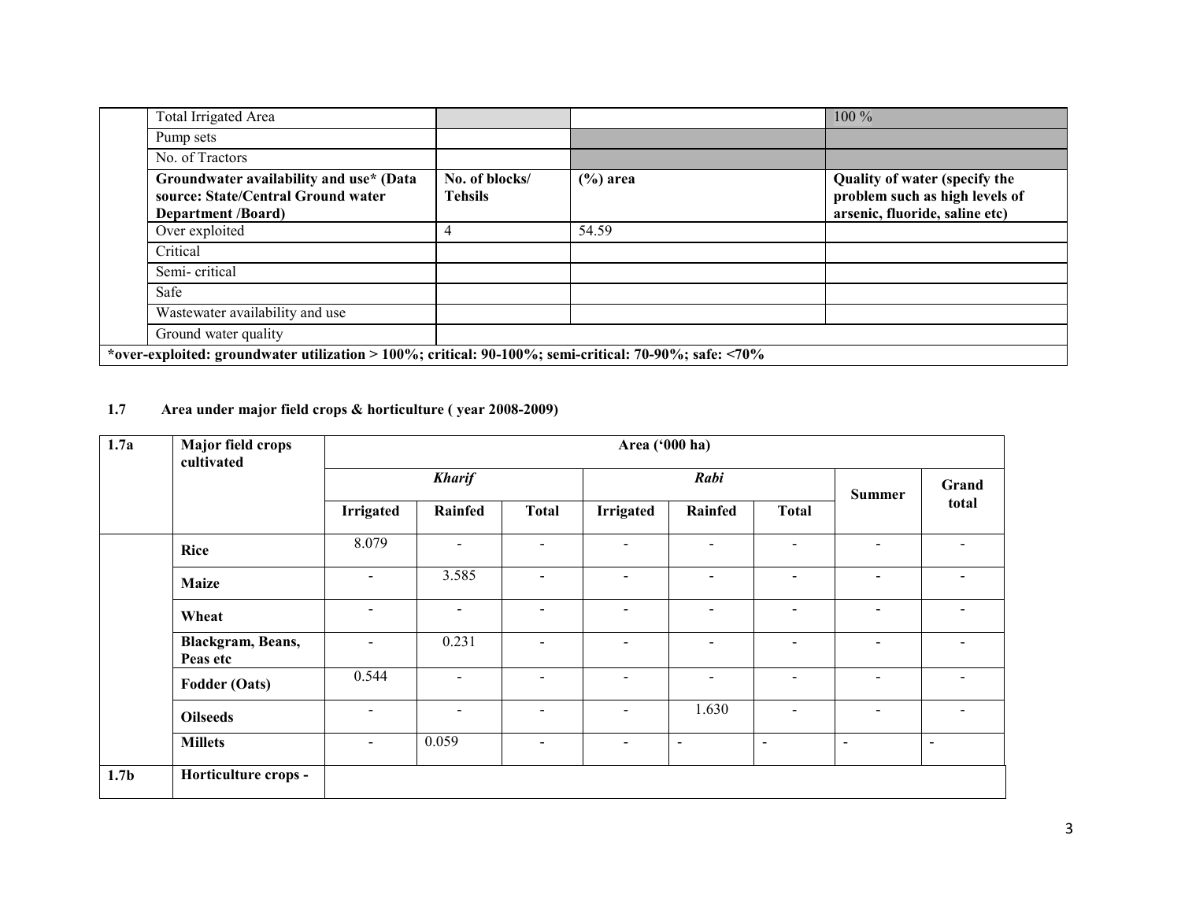| Total Irrigated Area | | | 100 % |
|---|---|---|---|
| Pump sets | | | |
| No. of Tractors | | | |
| **Groundwater availability and use* (Data source: State/Central Ground water Department /Board)** | **No. of blocks/ Tehsils** | **(%) area** | **Quality of water (specify the problem such as high levels of arsenic, fluoride, saline etc)** |
| Over exploited | 4 | 54.59 | |
| Critical | | | |
| Semi- critical | | | |
| Safe | | | |
| Wastewater availability and use | | | |
| Ground water quality | | | |

***over-exploited: groundwater utilization > 100%; critical: 90-100%; semi-critical: 70-90%; safe: <70%**

### 1.7 Area under major field crops & horticulture ( year 2008-2009)

| 1.7a | Major field crops cultivated | Area ('000 ha) | | | | | | | |
|---|---|---|---|---|---|---|---|---|---|
| | | *Kharif* | | | *Rabi* | | | Summer | Grand total |
| | | Irrigated | Rainfed | Total | Irrigated | Rainfed | Total | | |
| | **Rice** | 8.079 | - | - | - | - | - | - | - |
| | **Maize** | - | 3.585 | - | - | - | - | - | - |
| | **Wheat** | - | - | - | - | - | - | - | - |
| | **Blackgram, Beans, Peas etc** | - | 0.231 | - | - | - | - | - | - |
| | **Fodder (Oats)** | 0.544 | - | - | - | - | - | - | - |
| | **Oilseeds** | - | - | - | - | 1.630 | - | - | - |
| | **Millets** | - | 0.059 | - | - | - | - | - | - |
| **1.7b** | **Horticulture crops -** | | | | | | | | |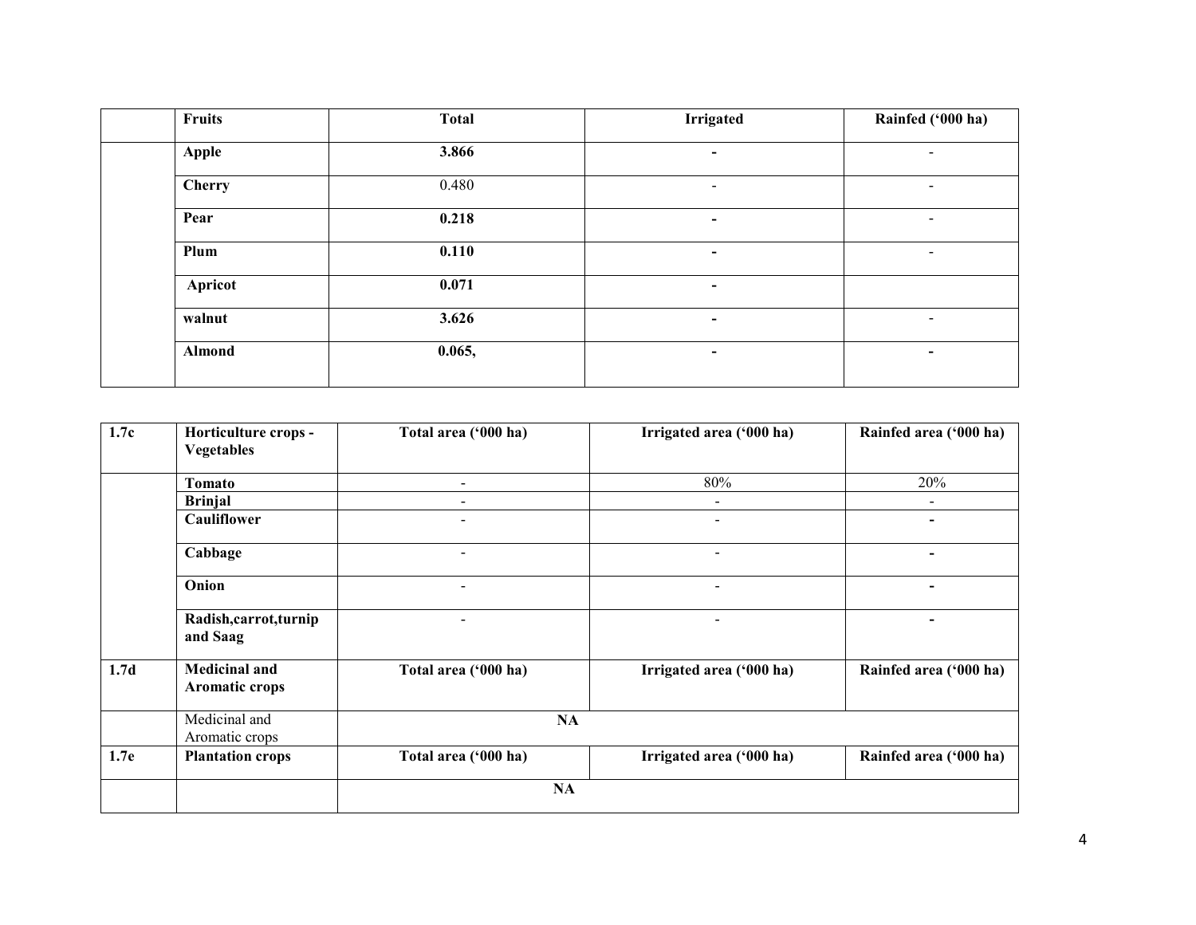|  | **Fruits** | **Total** | **Irrigated** | **Rainfed ('000 ha)** |
|---|---|---|---|---|
|  | **Apple** | **3.866** | **-** | - |
|  | **Cherry** | 0.480 | - | - |
|  | **Pear** | **0.218** | **-** | - |
|  | **Plum** | **0.110** | **-** | - |
|  | **Apricot** | **0.071** | **-** |  |
|  | **walnut** | **3.626** | **-** | - |
|  | **Almond** | **0.065,** | **-** | **-** |

| **1.7c** | **Horticulture crops - Vegetables** | **Total area ('000 ha)** | **Irrigated area ('000 ha)** | **Rainfed area ('000 ha)** |
|---|---|---|---|---|
|  | **Tomato** | - | 80% | 20% |
|  | **Brinjal** | - | - | - |
|  | **Cauliflower** | - | - | **-** |
|  | **Cabbage** | - | - | **-** |
|  | **Onion** | - | - | **-** |
|  | **Radish,carrot,turnip and Saag** | - | - | **-** |
| **1.7d** | **Medicinal and Aromatic crops** | **Total area ('000 ha)** | **Irrigated area ('000 ha)** | **Rainfed area ('000 ha)** |
|  | Medicinal and Aromatic crops | **NA** | | |
| **1.7e** | **Plantation crops** | **Total area ('000 ha)** | **Irrigated area ('000 ha)** | **Rainfed area ('000 ha)** |
|  |  | **NA** | | |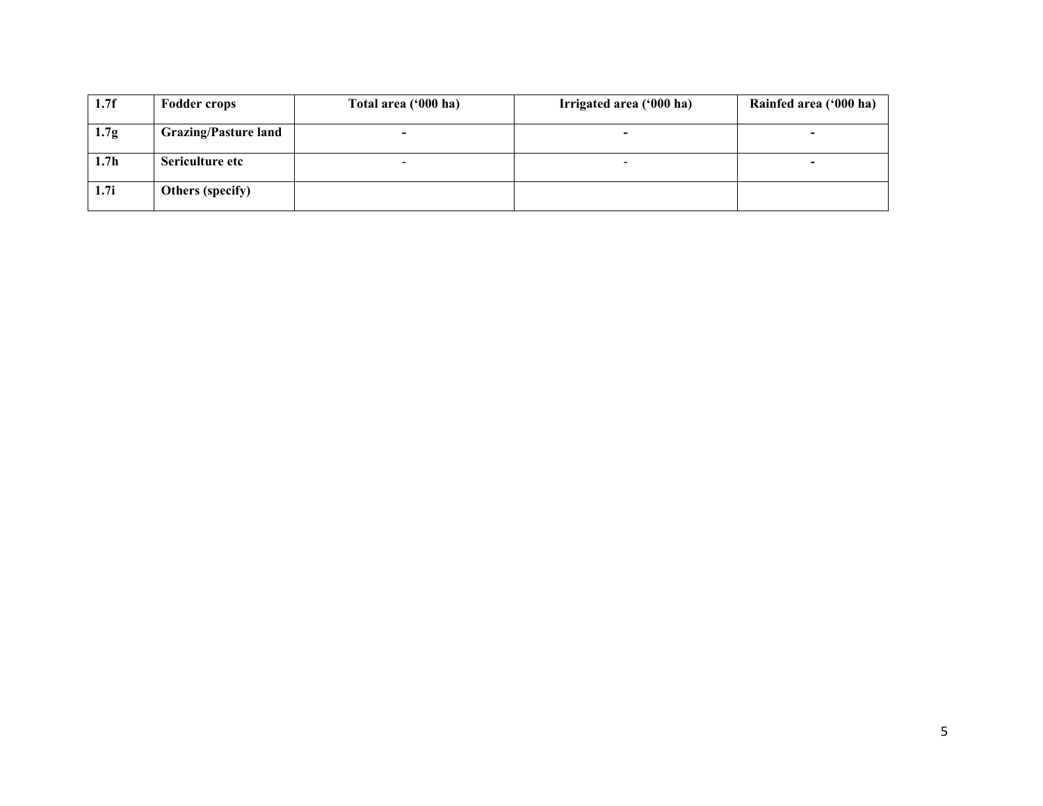| 1.7f | Fodder crops | Total area ('000 ha) | Irrigated area ('000 ha) | Rainfed area ('000 ha) |
|---|---|---|---|---|
| 1.7g | Grazing/Pasture land | - | - | - |
| 1.7h | Sericulture etc | - | - | - |
| 1.7i | Others (specify) | | | |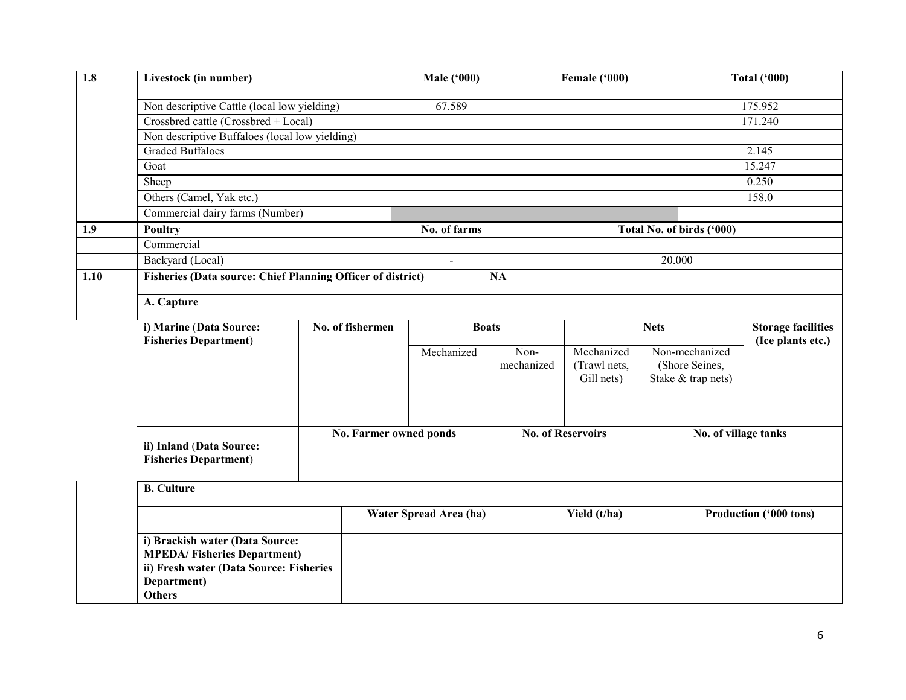| 1.8 | Livestock (in number) | Male ('000) | Female ('000) | Total ('000) |
|---|---|---|---|---|
| | Non descriptive Cattle (local low yielding) | 67.589 | | 175.952 |
| | Crossbred cattle (Crossbred + Local) | | | 171.240 |
| | Non descriptive Buffaloes (local low yielding) | | | |
| | Graded Buffaloes | | | 2.145 |
| | Goat | | | 15.247 |
| | Sheep | | | 0.250 |
| | Others (Camel, Yak etc.) | | | 158.0 |
| | Commercial dairy farms (Number) | | | |
| **1.9** | **Poultry** | **No. of farms** | **Total No. of birds ('000)** | |
| | Commercial | | | |
| | Backyard (Local) | - | 20.000 | |
| **1.10** | **Fisheries (Data source: Chief Planning Officer of district)** **NA** | | | |

**A. Capture**

| i) Marine (Data Source: Fisheries Department) | No. of fishermen | Boats | | Nets | | Storage facilities (Ice plants etc.) |
|---|---|---|---|---|---|---|
| | | Mechanized | Non-mechanized | Mechanized (Trawl nets, Gill nets) | Non-mechanized (Shore Seines, Stake & trap nets) | |
| | | | | | | |

| ii) Inland (Data Source: Fisheries Department) | No. Farmer owned ponds | No. of Reservoirs | No. of village tanks |
|---|---|---|---|
| | | | |

**B. Culture**

| | Water Spread Area (ha) | Yield (t/ha) | Production ('000 tons) |
|---|---|---|---|
| **i) Brackish water (Data Source: MPEDA/ Fisheries Department)** | | | |
| **ii) Fresh water (Data Source: Fisheries Department)** | | | |
| **Others** | | | |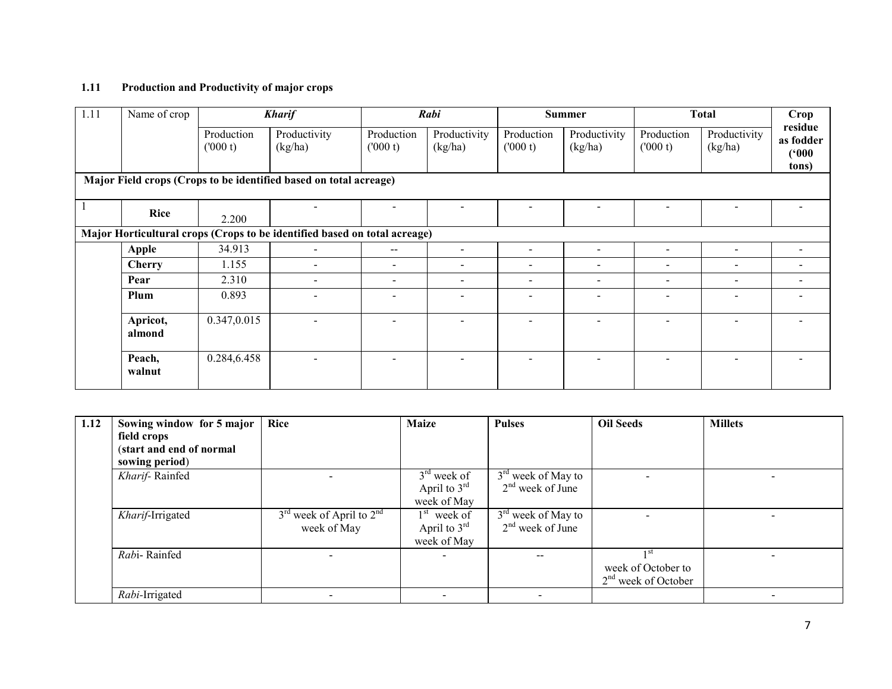### 1.11 Production and Productivity of major crops

| 1.11 | Name of crop | *Kharif* | | *Rabi* | | Summer | | Total | | Crop residue as fodder ('000 tons) |
|---|---|---|---|---|---|---|---|---|---|---|
| | | Production ('000 t) | Productivity (kg/ha) | Production ('000 t) | Productivity (kg/ha) | Production ('000 t) | Productivity (kg/ha) | Production ('000 t) | Productivity (kg/ha) | |
| **Major Field crops (Crops to be identified based on total acreage)** | | | | | | | | | | |
| 1 | **Rice** | 2.200 | - | - | - | - | - | - | - | - |
| **Major Horticultural crops (Crops to be identified based on total acreage)** | | | | | | | | | | |
| | **Apple** | 34.913 | - | -- | - | - | - | - | - | - |
| | **Cherry** | 1.155 | - | - | - | - | - | - | - | - |
| | **Pear** | 2.310 | - | - | - | - | - | - | - | - |
| | **Plum** | 0.893 | - | - | - | - | - | - | - | - |
| | **Apricot, almond** | 0.347,0.015 | - | - | - | - | - | - | - | - |
| | **Peach, walnut** | 0.284,6.458 | - | - | - | - | - | - | - | - |

| 1.12 | Sowing window for 5 major field crops (start and end of normal sowing period) | Rice | Maize | Pulses | Oil Seeds | Millets |
|---|---|---|---|---|---|---|
| | *Kharif*- Rainfed | - | 3rd week of April to 3rd week of May | 3rd week of May to 2nd week of June | - | - |
| | *Kharif*-Irrigated | 3rd week of April to 2nd week of May | 1st week of April to 3rd week of May | 3rd week of May to 2nd week of June | - | - |
| | *Rab*i- Rainfed | - | - | -- | 1st week of October to 2nd week of October | - |
| | *Rabi*-Irrigated | - | - | - | | - |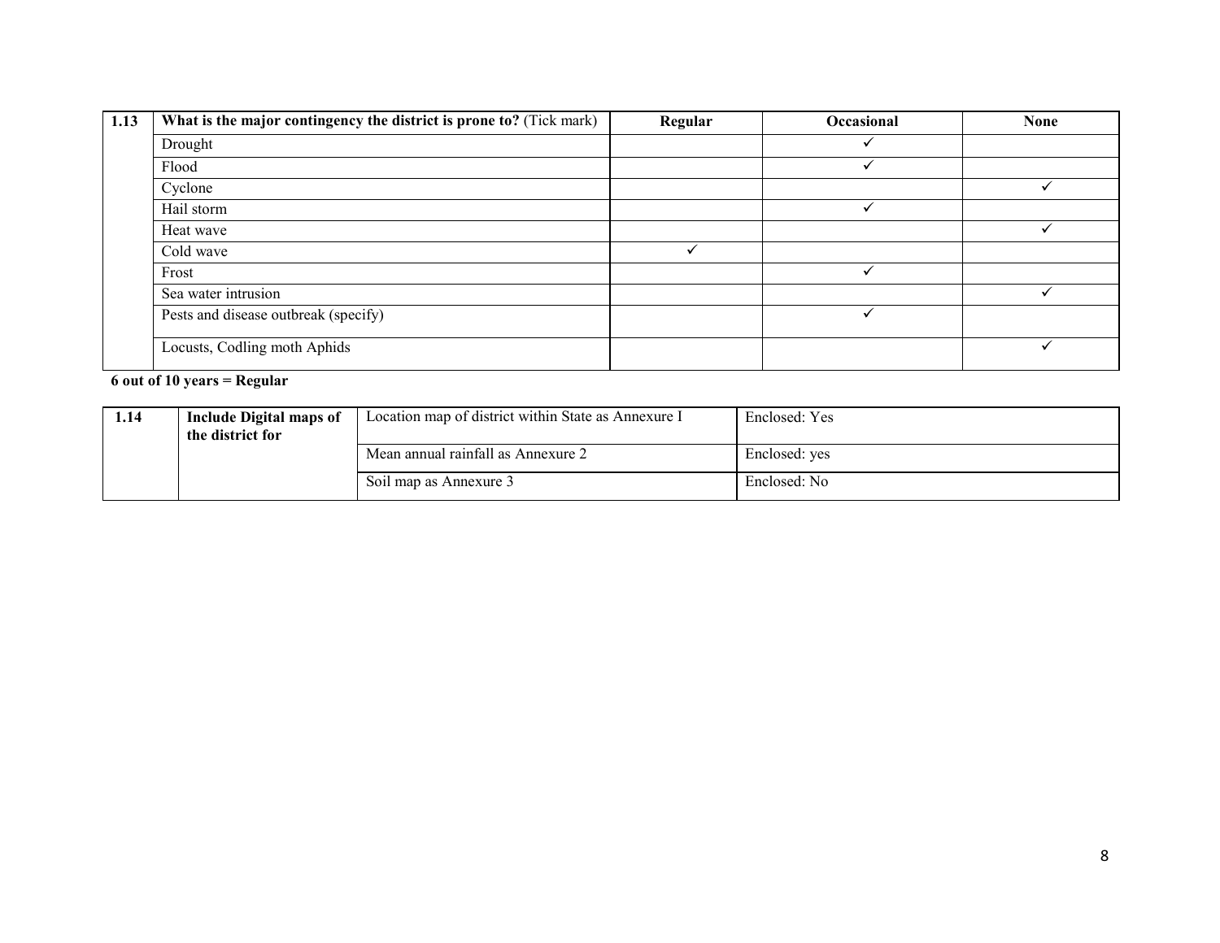| 1.13 | **What is the major contingency the district is prone to?** (Tick mark) | **Regular** | **Occasional** | **None** |
|---|---|---|---|---|
| | Drought | | ✓ | |
| | Flood | | ✓ | |
| | Cyclone | | | ✓ |
| | Hail storm | | ✓ | |
| | Heat wave | | | ✓ |
| | Cold wave | ✓ | | |
| | Frost | | ✓ | |
| | Sea water intrusion | | | ✓ |
| | Pests and disease outbreak (specify) | | ✓ | |
| | Locusts, Codling moth Aphids | | | ✓ |

**6 out of 10 years = Regular**

| 1.14 | **Include Digital maps of the district for** | Location map of district within State as Annexure I | Enclosed: Yes |
|---|---|---|---|
| | | Mean annual rainfall as Annexure 2 | Enclosed: yes |
| | | Soil map as Annexure 3 | Enclosed: No |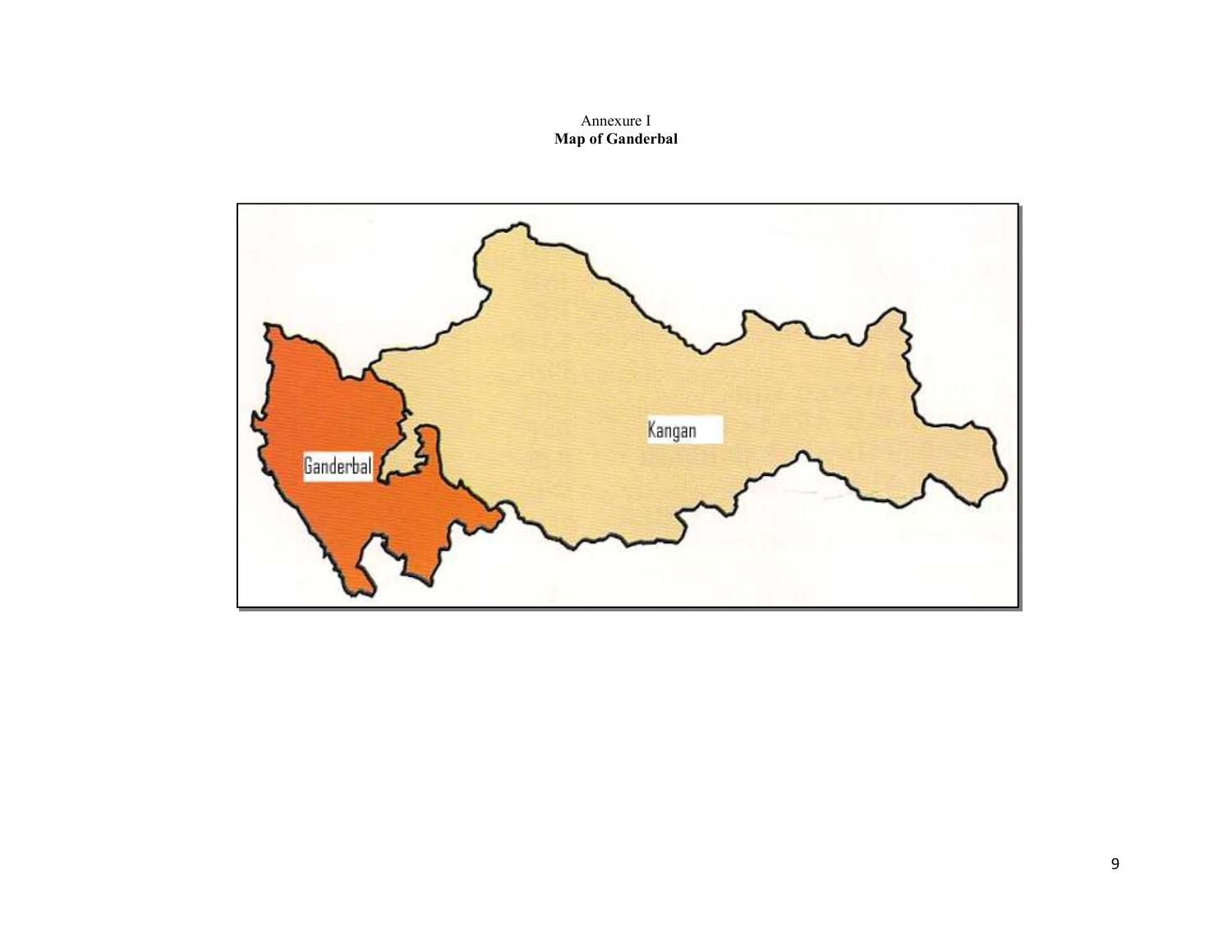Annexure I

**Map of Ganderbal**

Kangan

Ganderbal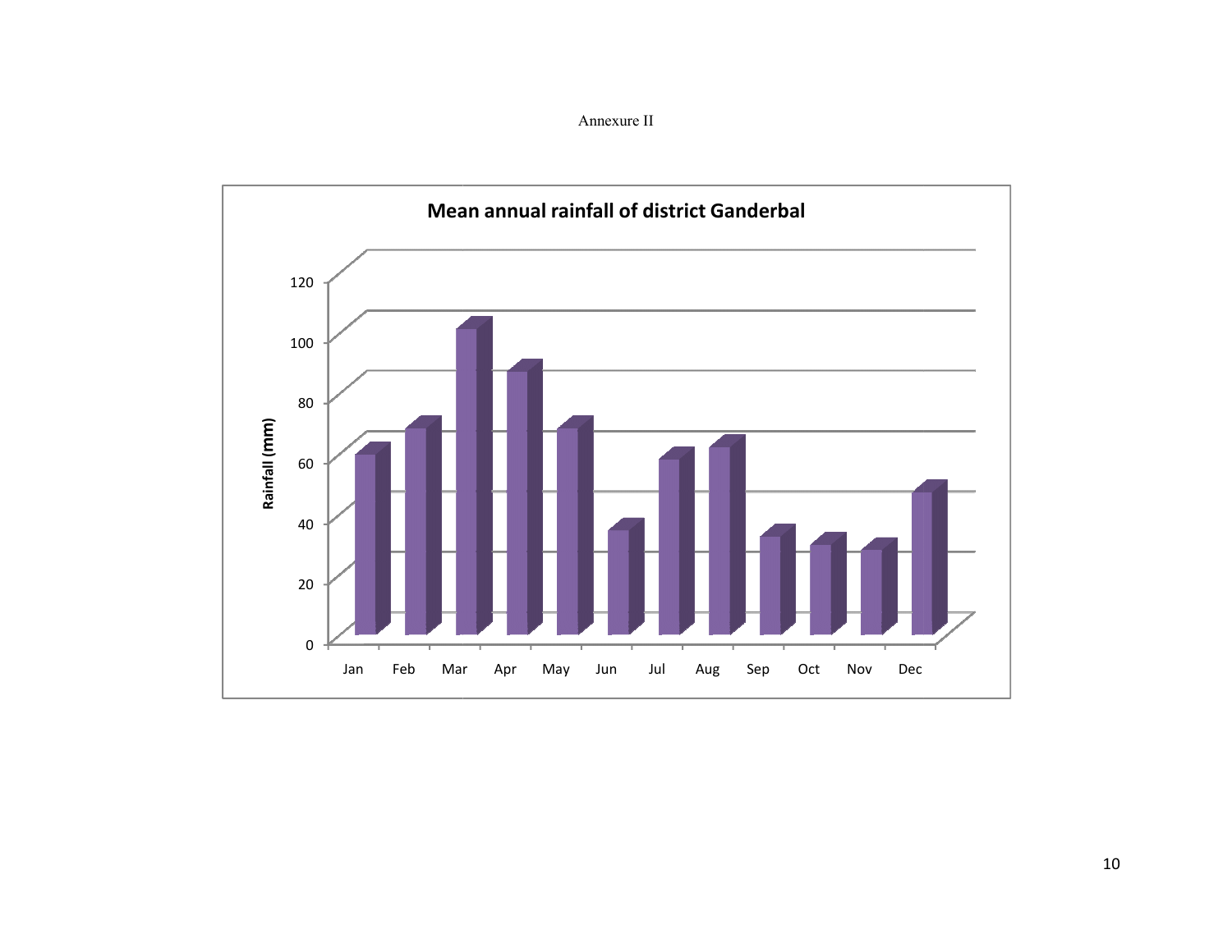Annexure II

**Mean annual rainfall of district Ganderbal**

| Month | Rainfall (mm) |
|---|---|
| Jan | 60 |
| Feb | 68 |
| Mar | 101 |
| Apr | 87 |
| May | 68 |
| Jun | 34 |
| Jul | 58 |
| Aug | 62 |
| Sep | 32 |
| Oct | 29 |
| Nov | 27 |
| Dec | 47 |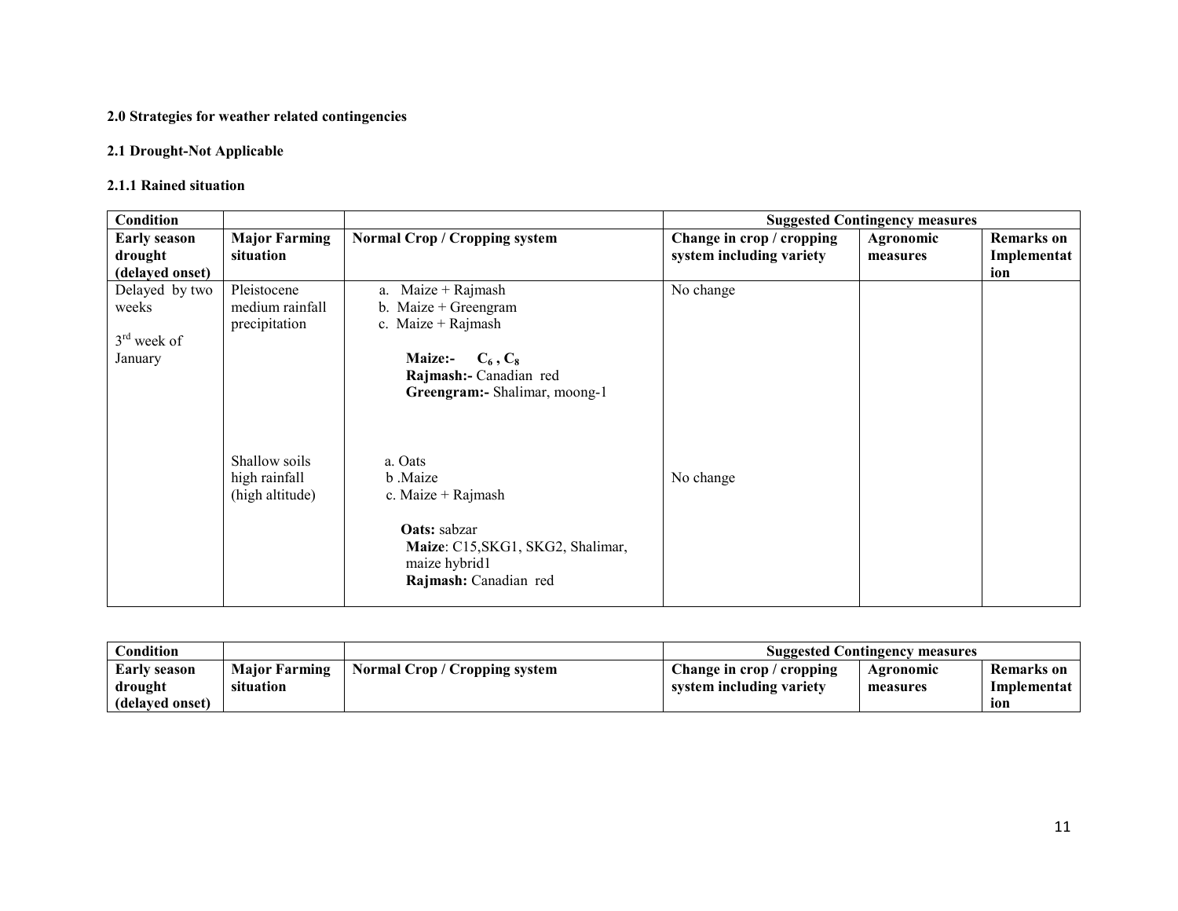**2.0 Strategies for weather related contingencies**

**2.1 Drought-Not Applicable**

**2.1.1 Rained situation**

| **Condition** | | | **Suggested Contingency measures** | | |
|---|---|---|---|---|---|
| **Early season drought (delayed onset)** | **Major Farming situation** | **Normal Crop / Cropping system** | **Change in crop / cropping system including variety** | **Agronomic measures** | **Remarks on Implementation** |
| Delayed by two weeks<br><br>3rd week of January | Pleistocene medium rainfall precipitation | a. Maize + Rajmash<br>b. Maize + Greengram<br>c. Maize + Rajmash<br><br>**Maize:-** $C_6$ , $C_8$<br>**Rajmash:-** Canadian red<br>**Greengram:-** Shalimar, moong-1 | No change | | |
| | Shallow soils high rainfall (high altitude) | a. Oats<br>b .Maize<br>c. Maize + Rajmash<br><br>**Oats:** sabzar<br>**Maize**: C15,SKG1, SKG2, Shalimar, maize hybrid1<br>**Rajmash:** Canadian red | No change | | |

| **Condition** | | | **Suggested Contingency measures** | | |
|---|---|---|---|---|---|
| **Early season drought (delayed onset)** | **Major Farming situation** | **Normal Crop / Cropping system** | **Change in crop / cropping system including variety** | **Agronomic measures** | **Remarks on Implementation** |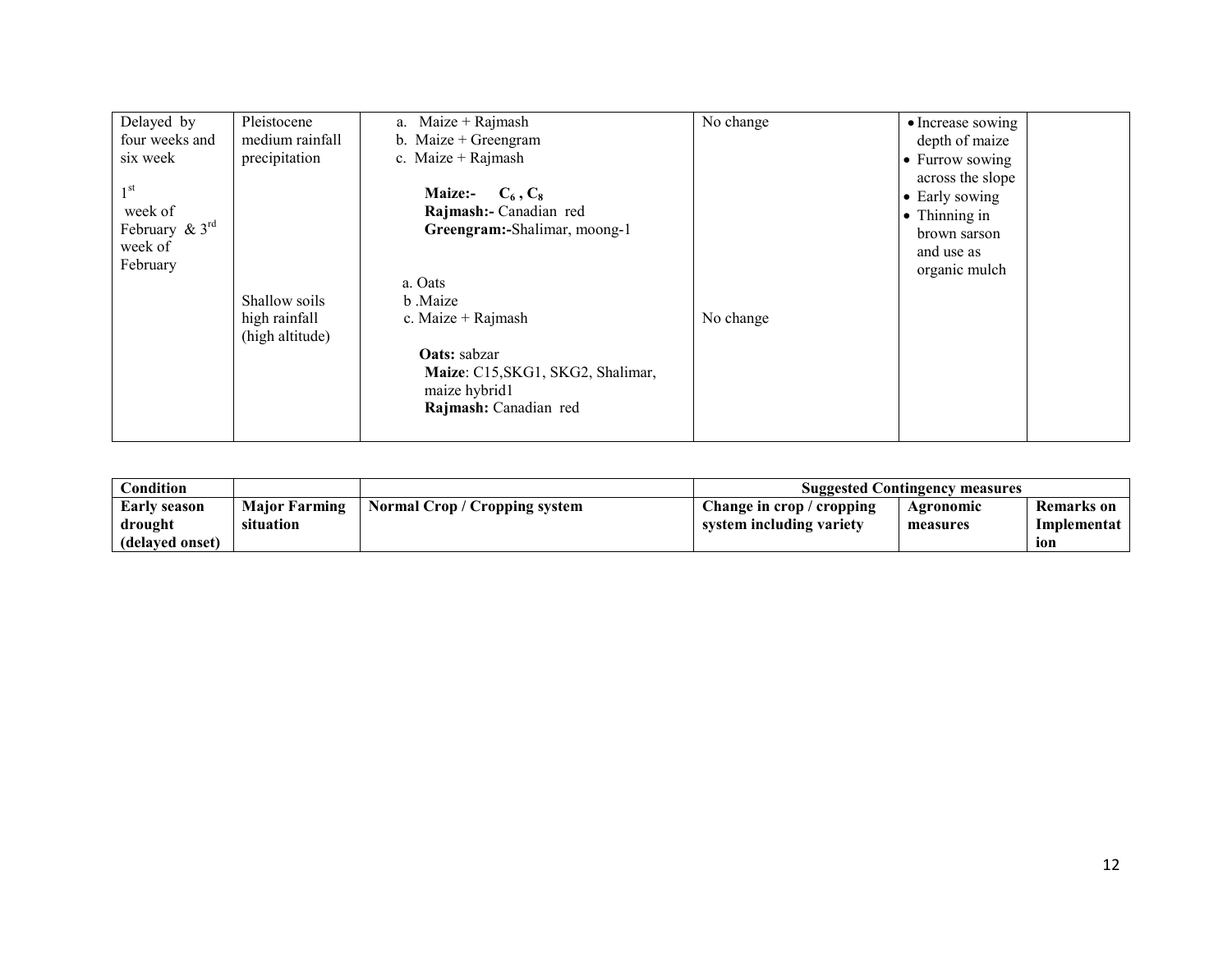| Delayed by four weeks and six week<br><br>1[st] week of February & 3[rd] week of February | Pleistocene medium rainfall precipitation | a. Maize + Rajmash<br>b. Maize + Greengram<br>c. Maize + Rajmash<br><br>**Maize:-** $C_6$ , $C_8$<br>**Rajmash:-** Canadian red<br>**Greengram:-**Shalimar, moong-1 | No change | • Increase sowing depth of maize<br>• Furrow sowing across the slope<br>• Early sowing<br>• Thinning in brown sarson and use as organic mulch | |
|---|---|---|---|---|---|
| | Shallow soils high rainfall (high altitude) | a. Oats<br>b .Maize<br>c. Maize + Rajmash<br><br>**Oats:** sabzar<br>**Maize**: C15,SKG1, SKG2, Shalimar, maize hybrid1<br>**Rajmash:** Canadian red | No change | | |

| Condition | | | Suggested Contingency measures | | |
|---|---|---|---|---|---|
| **Early season drought (delayed onset)** | **Major Farming situation** | **Normal Crop / Cropping system** | **Change in crop / cropping system including variety** | **Agronomic measures** | **Remarks on Implementation** |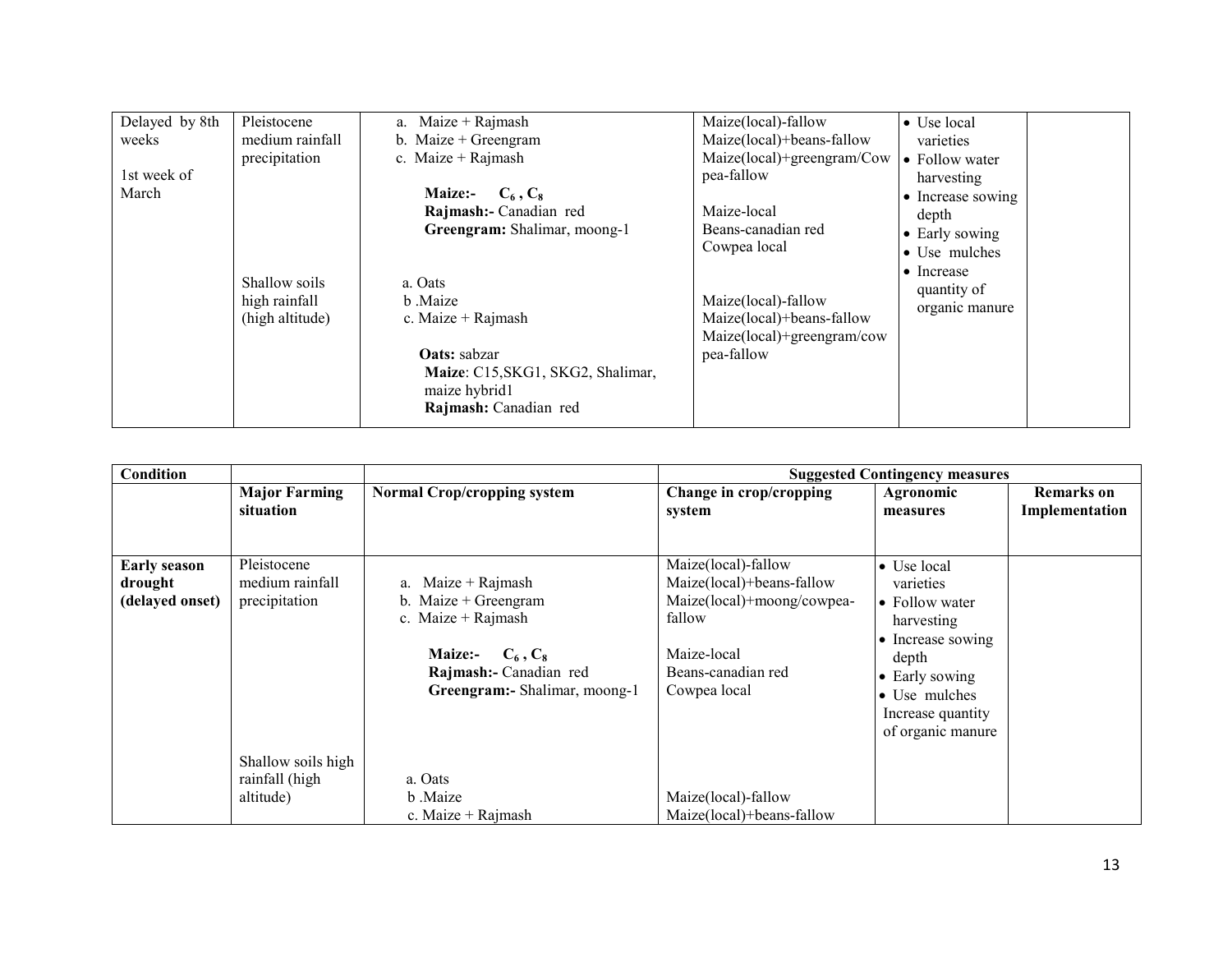| Delayed by 8th weeks<br><br>1st week of March | Pleistocene medium rainfall precipitation | a. Maize + Rajmash<br>b. Maize + Greengram<br>c. Maize + Rajmash<br><br>**Maize:-** $C_6$ , $C_8$<br>**Rajmash:-** Canadian red<br>**Greengram:** Shalimar, moong-1 | Maize(local)-fallow<br>Maize(local)+beans-fallow<br>Maize(local)+greengram/Cow pea-fallow<br><br>Maize-local<br>Beans-canadian red<br>Cowpea local | • Use local varieties<br>• Follow water harvesting<br>• Increase sowing depth<br>• Early sowing<br>• Use mulches<br>• Increase quantity of organic manure | |
|---|---|---|---|---|---|
| | Shallow soils high rainfall (high altitude) | a. Oats<br>b .Maize<br>c. Maize + Rajmash<br><br>**Oats:** sabzar<br>**Maize**: C15,SKG1, SKG2, Shalimar, maize hybrid1<br>**Rajmash:** Canadian red | Maize(local)-fallow<br>Maize(local)+beans-fallow<br>Maize(local)+greengram/cow pea-fallow | | |

| **Condition** | | | **Suggested Contingency measures** | | |
|---|---|---|---|---|---|
| | **Major Farming situation** | **Normal Crop/cropping system** | **Change in crop/cropping system** | **Agronomic measures** | **Remarks on Implementation** |
| **Early season drought (delayed onset)** | Pleistocene medium rainfall precipitation | a. Maize + Rajmash<br>b. Maize + Greengram<br>c. Maize + Rajmash<br><br>**Maize:-** $C_6$ , $C_8$<br>**Rajmash:-** Canadian red<br>**Greengram:-** Shalimar, moong-1 | Maize(local)-fallow<br>Maize(local)+beans-fallow<br>Maize(local)+moong/cowpea-fallow<br><br>Maize-local<br>Beans-canadian red<br>Cowpea local | • Use local varieties<br>• Follow water harvesting<br>• Increase sowing depth<br>• Early sowing<br>• Use mulches<br>Increase quantity of organic manure | |
| | Shallow soils high rainfall (high altitude) | a. Oats<br>b .Maize<br>c. Maize + Rajmash | Maize(local)-fallow<br>Maize(local)+beans-fallow | | |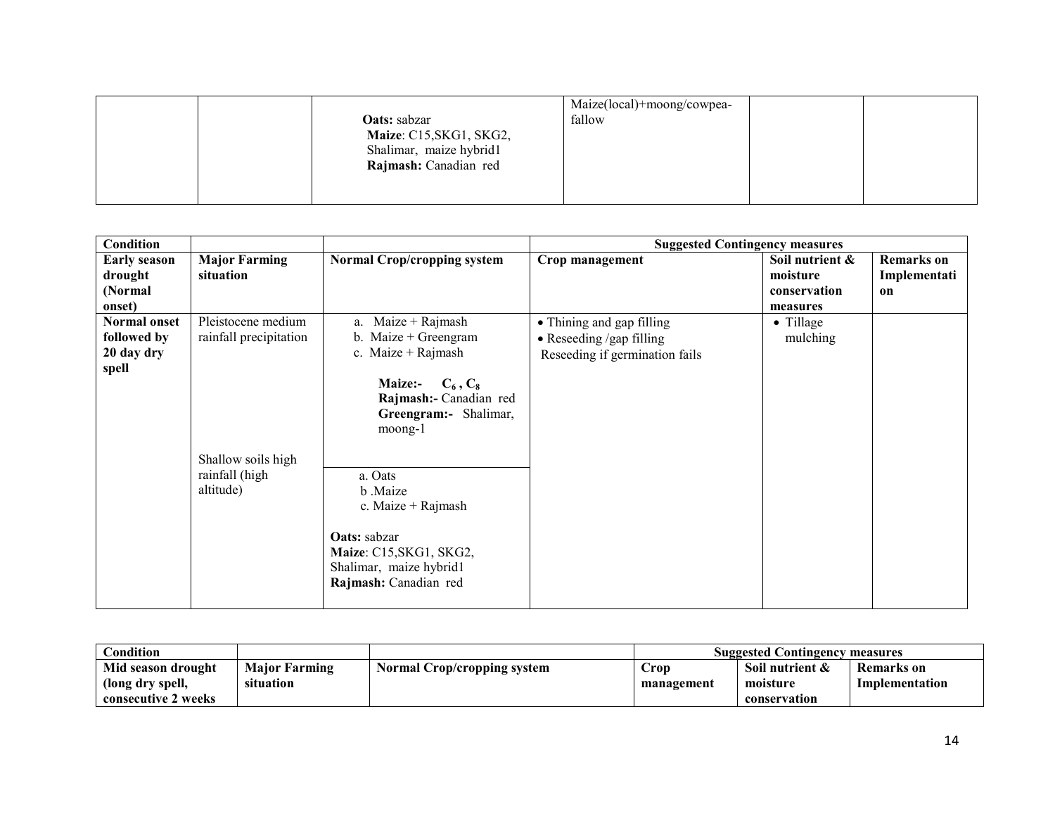| | | Oats: sabzar<br>Maize: C15,SKG1, SKG2, Shalimar, maize hybrid1<br>Rajmash: Canadian red | Maize(local)+moong/cowpea-fallow | | |
|---|---|---|---|---|---|

| Condition | | | Suggested Contingency measures | | |
|---|---|---|---|---|---|
| **Early season drought (Normal onset)** | **Major Farming situation** | **Normal Crop/cropping system** | **Crop management** | **Soil nutrient & moisture conservation measures** | **Remarks on Implementation** |
| **Normal onset followed by 20 day dry spell** | Pleistocene medium rainfall precipitation | a. Maize + Rajmash<br>b. Maize + Greengram<br>c. Maize + Rajmash<br><br>**Maize:-** $C_6$ , $C_8$<br>**Rajmash:-** Canadian red<br>**Greengram:-** Shalimar, moong-1 | • Thining and gap filling<br>• Reseeding /gap filling<br>Reseeding if germination fails | • Tillage mulching | |
| | Shallow soils high rainfall (high altitude) | a. Oats<br>b .Maize<br>c. Maize + Rajmash<br><br>**Oats:** sabzar<br>**Maize**: C15,SKG1, SKG2, Shalimar, maize hybrid1<br>**Rajmash:** Canadian red | | | |

| Condition | | | Suggested Contingency measures | | |
|---|---|---|---|---|---|
| **Mid season drought (long dry spell, consecutive 2 weeks** | **Major Farming situation** | **Normal Crop/cropping system** | **Crop management** | **Soil nutrient & moisture conservation** | **Remarks on Implementation** |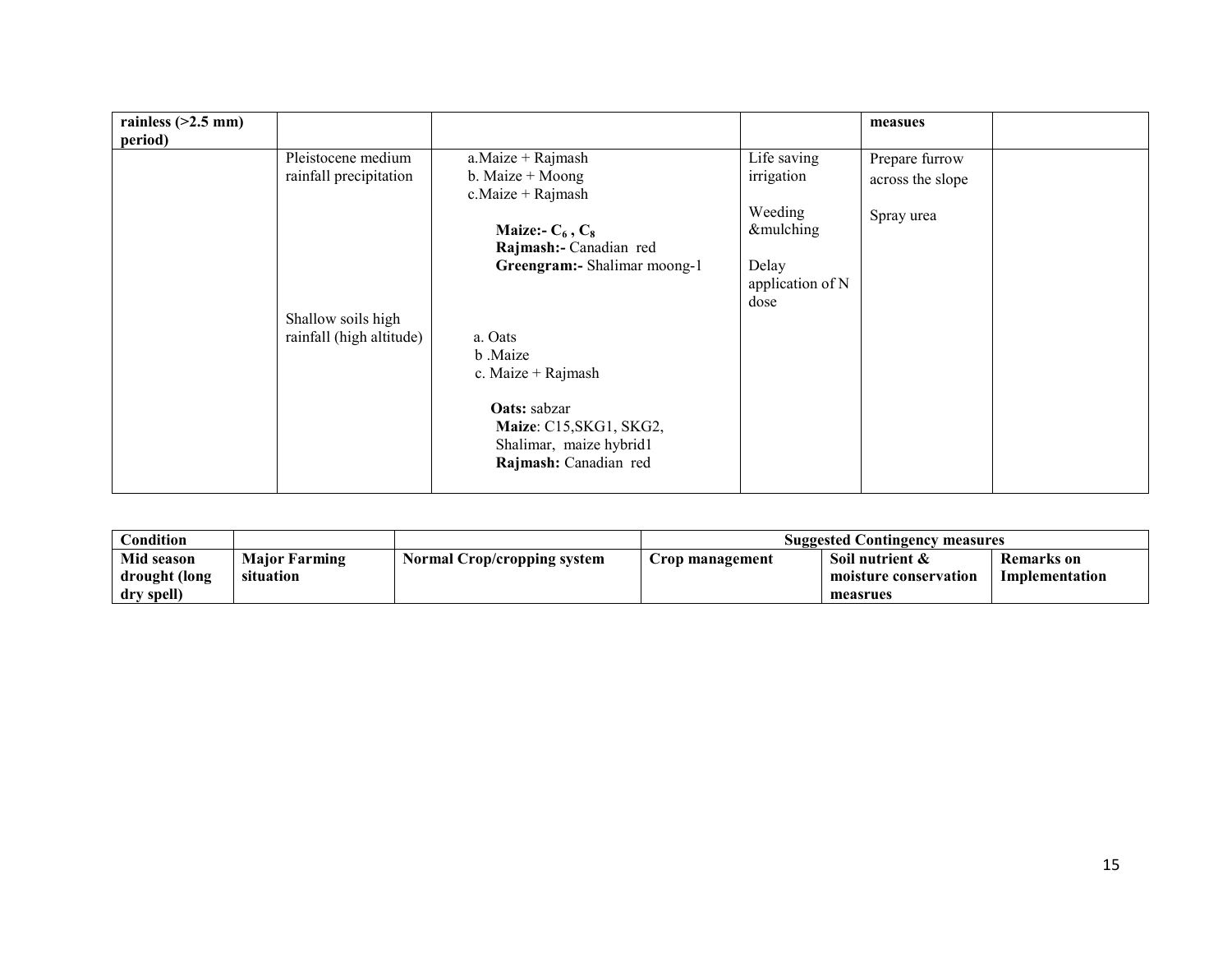| rainless (>2.5 mm) period) | | | | measues | |
|---|---|---|---|---|---|
| | Pleistocene medium rainfall precipitation | a.Maize + Rajmash<br>b. Maize + Moong<br>c.Maize + Rajmash<br><br>**Maize:-** $C_6$ , $C_8$<br>**Rajmash:-** Canadian red<br>**Greengram:-** Shalimar moong-1 | Life saving irrigation<br><br>Weeding &mulching<br><br>Delay application of N dose | Prepare furrow across the slope<br><br>Spray urea | |
| | Shallow soils high rainfall (high altitude) | a. Oats<br>b .Maize<br>c. Maize + Rajmash<br><br>**Oats:** sabzar<br>**Maize**: C15,SKG1, SKG2, Shalimar, maize hybrid1<br>**Rajmash:** Canadian red | | | |

| Condition | | | Suggested Contingency measures | | |
|---|---|---|---|---|---|
| **Mid season drought (long dry spell)** | **Major Farming situation** | **Normal Crop/cropping system** | **Crop management** | **Soil nutrient & moisture conservation measrues** | **Remarks on Implementation** |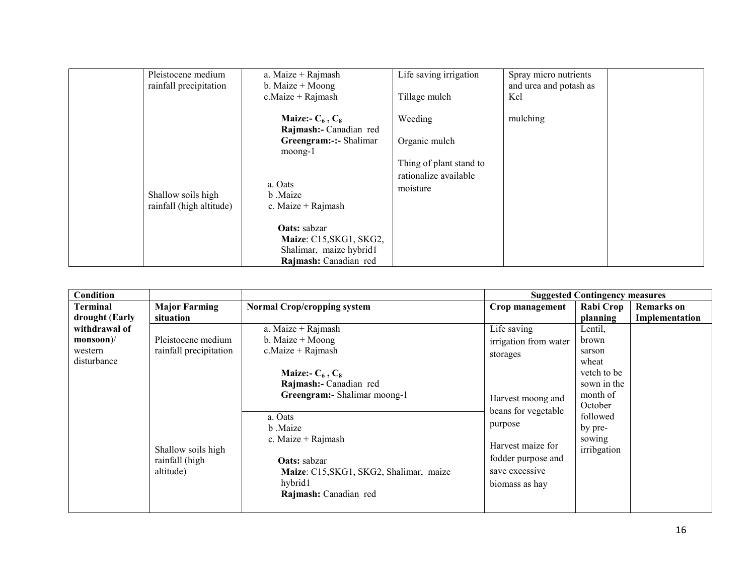| | Pleistocene medium rainfall precipitation | a. Maize + Rajmash<br>b. Maize + Moong<br>c.Maize + Rajmash<br><br>**Maize:- $C_6$ , $C_8$**<br>**Rajmash:-** Canadian red<br>**Greengram:-:-** Shalimar moong-1 | Life saving irrigation<br><br>Tillage mulch<br><br>Weeding<br><br>Organic mulch<br><br>Thing of plant stand to rationalize available moisture | Spray micro nutrients and urea and potash as Kcl<br><br>mulching | |
|---|---|---|---|---|---|
| | Shallow soils high rainfall (high altitude) | a. Oats<br>b .Maize<br>c. Maize + Rajmash<br><br>**Oats:** sabzar<br>**Maize**: C15,SKG1, SKG2, Shalimar, maize hybrid1<br>**Rajmash:** Canadian red | | | |

| Condition | | | Suggested Contingency measures | | |
|---|---|---|---|---|---|
| **Terminal drought (Early withdrawal of monsoon)**/ western disturbance | **Major Farming situation** | **Normal Crop/cropping system** | **Crop management** | **Rabi Crop planning** | **Remarks on Implementation** |
| | Pleistocene medium rainfall precipitation | a. Maize + Rajmash<br>b. Maize + Moong<br>c.Maize + Rajmash<br><br>**Maize:- $C_6$ , $C_8$**<br>**Rajmash:-** Canadian red<br>**Greengram:-** Shalimar moong-1 | Life saving irrigation from water storages<br><br>Harvest moong and beans for vegetable purpose<br><br>Harvest maize for fodder purpose and save excessive biomass as hay | Lentil, brown sarson wheat vetch to be sown in the month of October followed by pre-sowing irribgation | |
| | Shallow soils high rainfall (high altitude) | a. Oats<br>b .Maize<br>c. Maize + Rajmash<br><br>**Oats:** sabzar<br>**Maize**: C15,SKG1, SKG2, Shalimar, maize hybrid1<br>**Rajmash:** Canadian red | | | |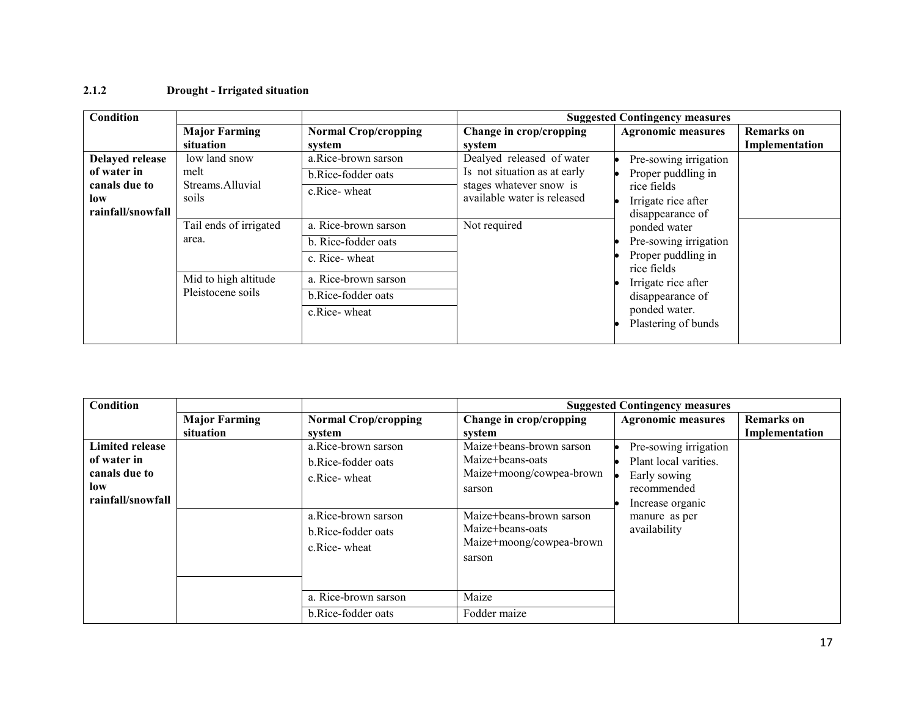### 2.1.2 Drought - Irrigated situation

| Condition | | | Suggested Contingency measures | | |
|---|---|---|---|---|---|
| | Major Farming situation | Normal Crop/cropping system | Change in crop/cropping system | Agronomic measures | Remarks on Implementation |
| Delayed release of water in canals due to low rainfall/snowfall | low land snow melt Streams.Alluvial soils | a.Rice-brown sarson<br>b.Rice-fodder oats<br>c.Rice- wheat | Dealyed released of water Is not situation as at early stages whatever snow is available water is released | • Pre-sowing irrigation<br>• Proper puddling in rice fields<br>• Irrigate rice after disappearance of ponded water | |
| | Tail ends of irrigated area. | a. Rice-brown sarson<br>b. Rice-fodder oats<br>c. Rice- wheat | Not required | • Pre-sowing irrigation<br>• Proper puddling in rice fields<br>• Irrigate rice after disappearance of ponded water.<br>• Plastering of bunds | |
| | Mid to high altitude Pleistocene soils | a. Rice-brown sarson<br>b.Rice-fodder oats<br>c.Rice- wheat | | | |

| Condition | | | Suggested Contingency measures | | |
|---|---|---|---|---|---|
| | Major Farming situation | Normal Crop/cropping system | Change in crop/cropping system | Agronomic measures | Remarks on Implementation |
| Limited release of water in canals due to low rainfall/snowfall | | a.Rice-brown sarson<br>b.Rice-fodder oats<br>c.Rice- wheat | Maize+beans-brown sarson<br>Maize+beans-oats<br>Maize+moong/cowpea-brown sarson | • Pre-sowing irrigation<br>• Plant local varities.<br>• Early sowing recommended<br>• Increase organic manure as per availability | |
| | | a.Rice-brown sarson<br>b.Rice-fodder oats<br>c.Rice- wheat | Maize+beans-brown sarson<br>Maize+beans-oats<br>Maize+moong/cowpea-brown sarson | | |
| | | a. Rice-brown sarson | Maize | | |
| | | b.Rice-fodder oats | Fodder maize | | |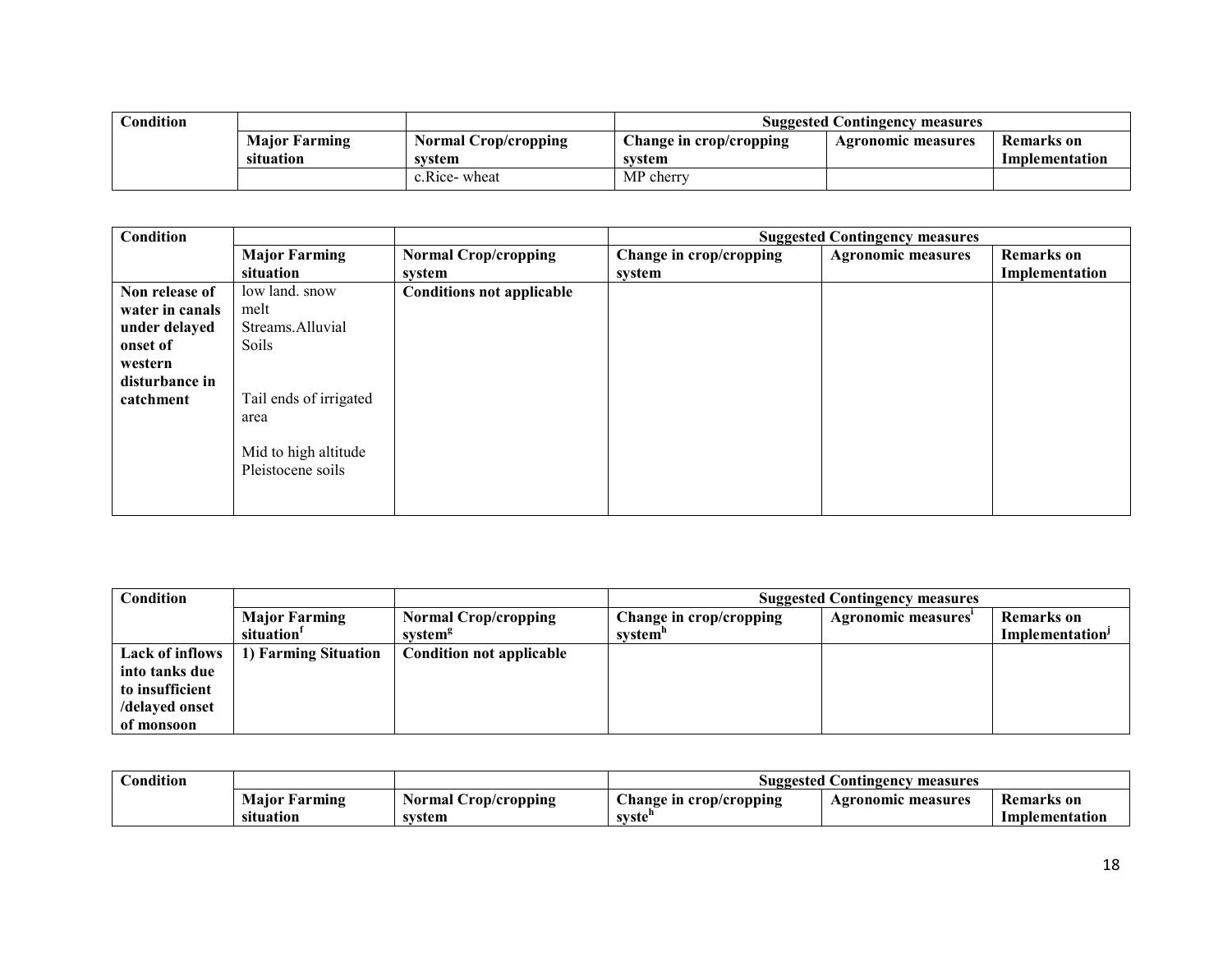| Condition | | | Suggested Contingency measures | | |
|---|---|---|---|---|---|
| | **Major Farming situation** | **Normal Crop/cropping system** | **Change in crop/cropping system** | **Agronomic measures** | **Remarks on Implementation** |
| | | c.Rice- wheat | MP cherry | | |

| Condition | | | Suggested Contingency measures | | |
|---|---|---|---|---|---|
| | **Major Farming situation** | **Normal Crop/cropping system** | **Change in crop/cropping system** | **Agronomic measures** | **Remarks on Implementation** |
| **Non release of water in canals under delayed onset of western disturbance in catchment** | low land. snow melt Streams.Alluvial Soils<br><br>Tail ends of irrigated area<br><br>Mid to high altitude Pleistocene soils | **Conditions not applicable** | | | |

| Condition | | | Suggested Contingency measures | | |
|---|---|---|---|---|---|
| | **Major Farming situation[f]** | **Normal Crop/cropping system[g]** | **Change in crop/cropping system[h]** | **Agronomic measures[i]** | **Remarks on Implementation[j]** |
| **Lack of inflows into tanks due to insufficient /delayed onset of monsoon** | **1) Farming Situation** | **Condition not applicable** | | | |

| Condition | | | Suggested Contingency measures | | |
|---|---|---|---|---|---|
| | **Major Farming situation** | **Normal Crop/cropping system** | **Change in crop/cropping syste[h]** | **Agronomic measures** | **Remarks on Implementation** |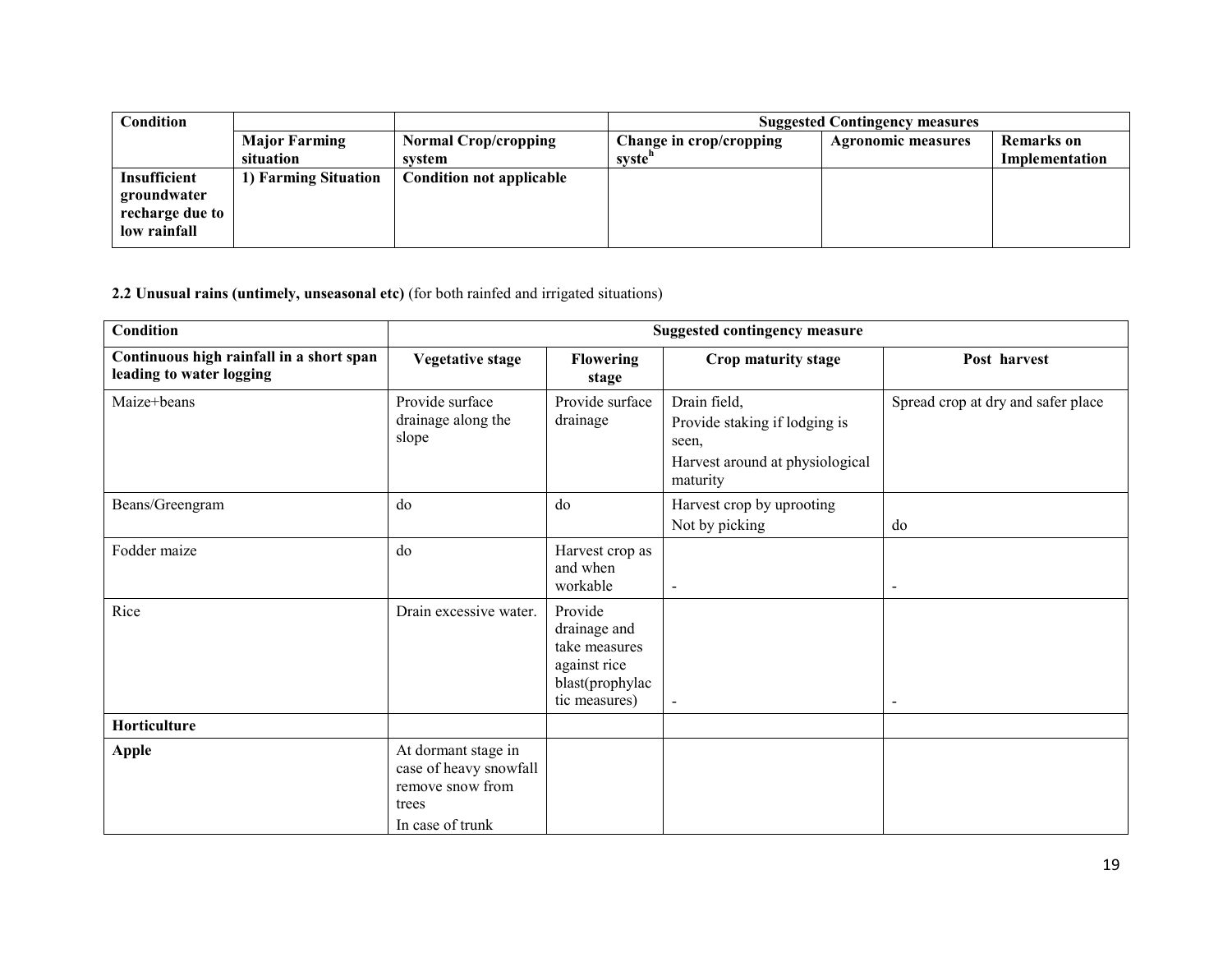| Condition | | | Suggested Contingency measures | | |
|---|---|---|---|---|---|
| | Major Farming situation | Normal Crop/cropping system | Change in crop/cropping system | Agronomic measures | Remarks on Implementation |
| **Insufficient groundwater recharge due to low rainfall** | **1) Farming Situation** | **Condition not applicable** | | | |

**2.2 Unusual rains (untimely, unseasonal etc)** (for both rainfed and irrigated situations)

| Condition | Suggested contingency measure | | | |
|---|---|---|---|---|
| **Continuous high rainfall in a short span leading to water logging** | **Vegetative stage** | **Flowering stage** | **Crop maturity stage** | **Post harvest** |
| Maize+beans | Provide surface drainage along the slope | Provide surface drainage | Drain field, Provide staking if lodging is seen, Harvest around at physiological maturity | Spread crop at dry and safer place |
| Beans/Greengram | do | do | Harvest crop by uprooting Not by picking | do |
| Fodder maize | do | Harvest crop as and when workable | - | - |
| Rice | Drain excessive water. | Provide drainage and take measures against rice blast(prophylactic measures) | - | - |
| **Horticulture** | | | | |
| **Apple** | At dormant stage in case of heavy snowfall remove snow from trees In case of trunk | | | |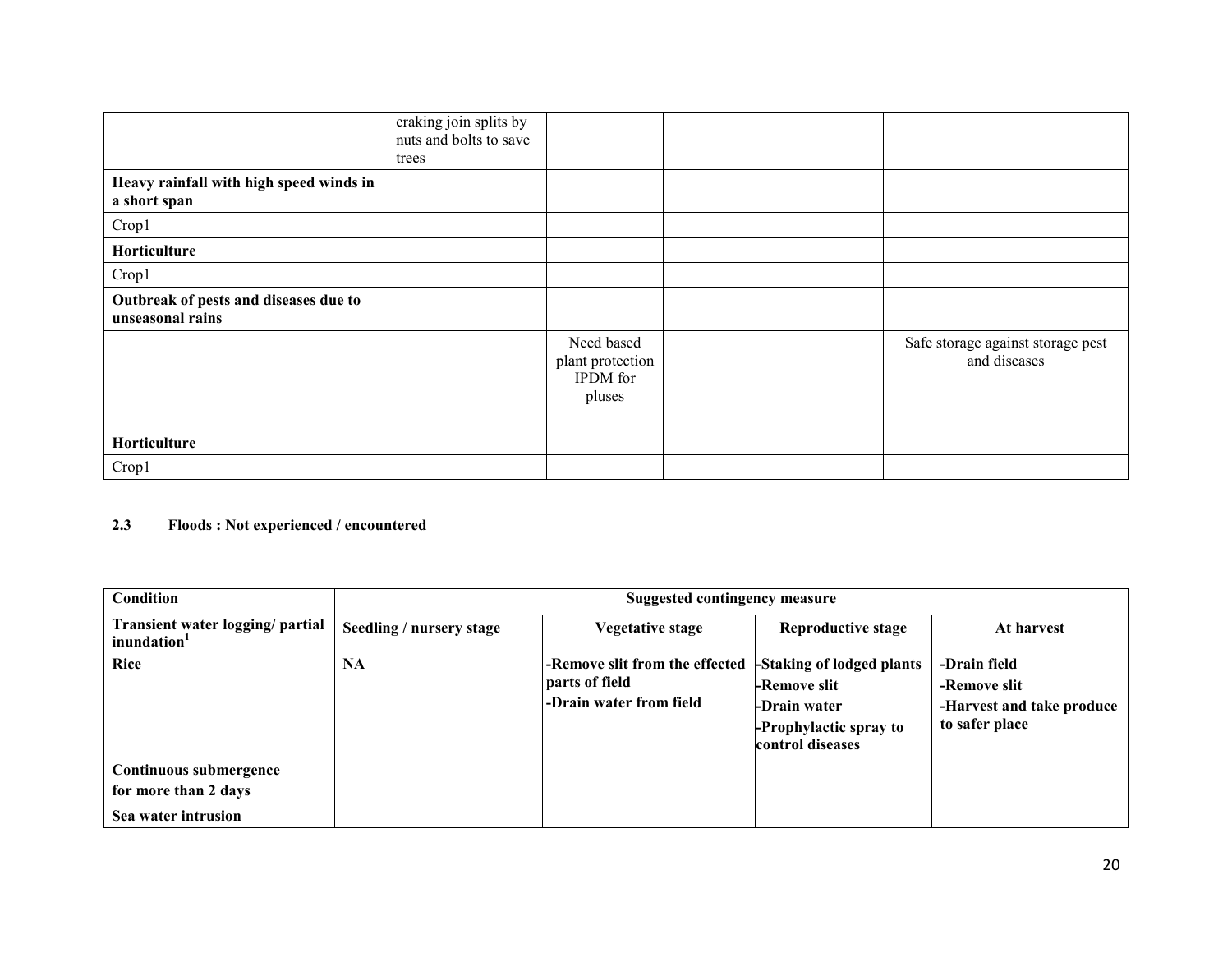|  | craking join splits by nuts and bolts to save trees |  |  |  |
|---|---|---|---|---|
| **Heavy rainfall with high speed winds in a short span** |  |  |  |  |
| Crop1 |  |  |  |  |
| **Horticulture** |  |  |  |  |
| Crop1 |  |  |  |  |
| **Outbreak of pests and diseases due to unseasonal rains** |  |  |  |  |
|  |  | Need based plant protection IPDM for pluses |  | Safe storage against storage pest and diseases |
| **Horticulture** |  |  |  |  |
| Crop1 |  |  |  |  |

**2.3 Floods : Not experienced / encountered**

| **Condition** | **Suggested contingency measure** | | | |
|---|---|---|---|---|
| **Transient water logging/ partial inundation[1]** | **Seedling / nursery stage** | **Vegetative stage** | **Reproductive stage** | **At harvest** |
| **Rice** | **NA** | **-Remove slit from the effected parts of field**<br>**-Drain water from field** | **-Staking of lodged plants**<br>**-Remove slit**<br>**-Drain water**<br>**-Prophylactic spray to control diseases** | **-Drain field**<br>**-Remove slit**<br>**-Harvest and take produce to safer place** |
| **Continuous submergence for more than 2 days** |  |  |  |  |
| **Sea water intrusion** |  |  |  |  |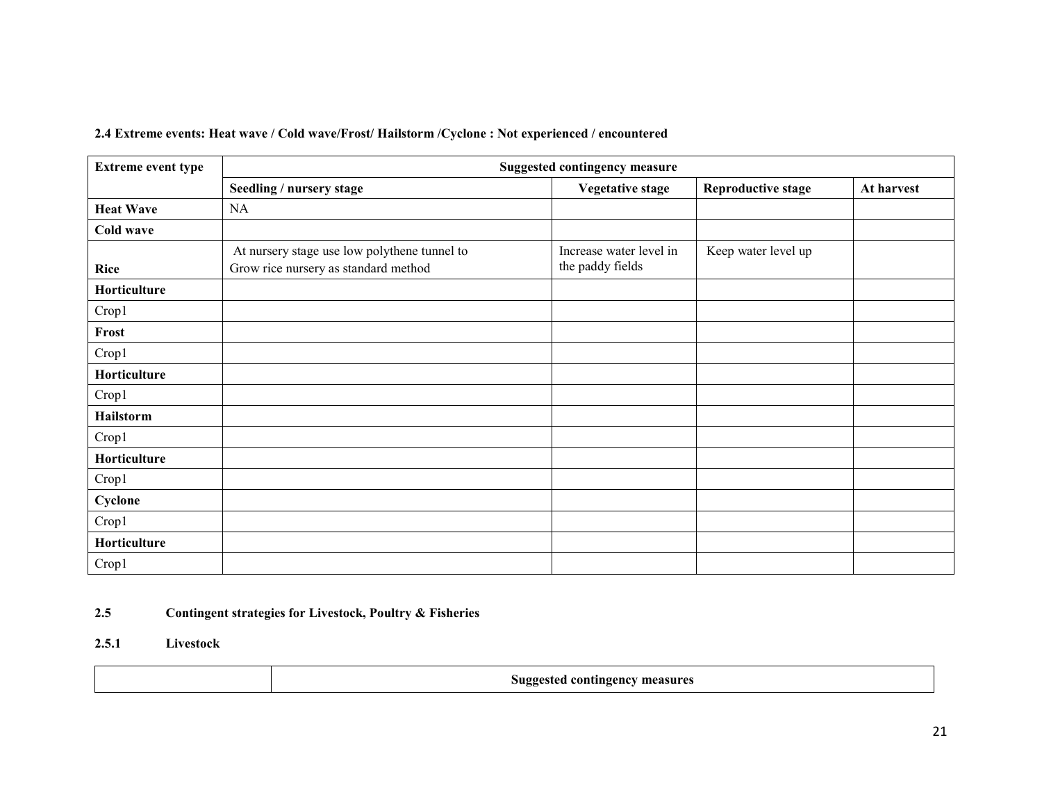**2.4 Extreme events: Heat wave / Cold wave/Frost/ Hailstorm /Cyclone : Not experienced / encountered**

| Extreme event type | Suggested contingency measure | | | |
|---|---|---|---|---|
| | **Seedling / nursery stage** | **Vegetative stage** | **Reproductive stage** | **At harvest** |
| **Heat Wave** | NA | | | |
| **Cold wave** | | | | |
| **Rice** | At nursery stage use low polythene tunnel to Grow rice nursery as standard method | Increase water level in the paddy fields | Keep water level up | |
| **Horticulture** | | | | |
| Crop1 | | | | |
| **Frost** | | | | |
| Crop1 | | | | |
| **Horticulture** | | | | |
| Crop1 | | | | |
| **Hailstorm** | | | | |
| Crop1 | | | | |
| **Horticulture** | | | | |
| Crop1 | | | | |
| **Cyclone** | | | | |
| Crop1 | | | | |
| **Horticulture** | | | | |
| Crop1 | | | | |

**2.5 Contingent strategies for Livestock, Poultry & Fisheries**

**2.5.1 Livestock**

| | Suggested contingency measures |
|---|---|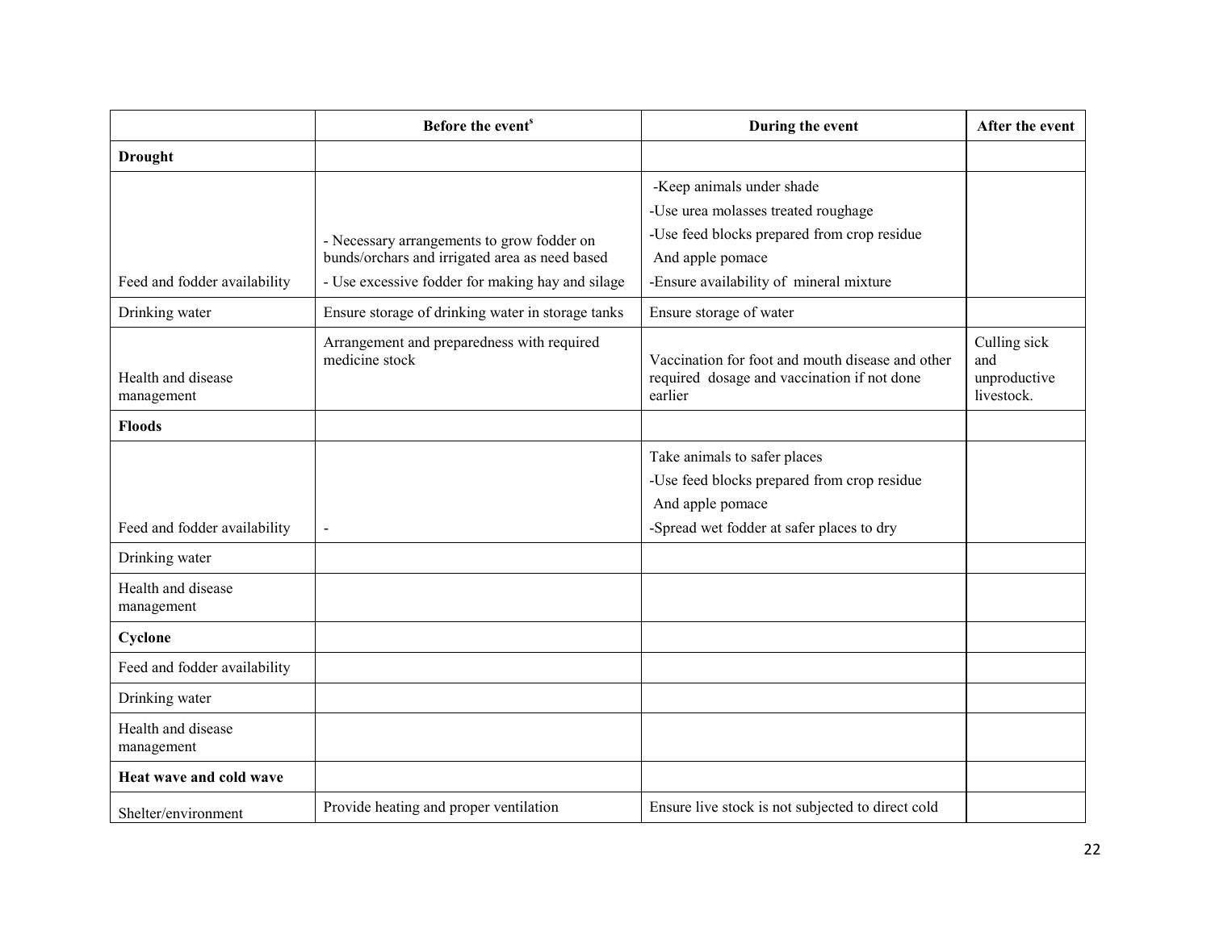| | Before the event[s] | During the event | After the event |
|---|---|---|---|
| **Drought** | | | |
| Feed and fodder availability | - Necessary arrangements to grow fodder on bunds/orchars and irrigated area as need based<br>- Use excessive fodder for making hay and silage | -Keep animals under shade<br>-Use urea molasses treated roughage<br>-Use feed blocks prepared from crop residue And apple pomace<br>-Ensure availability of mineral mixture | |
| Drinking water | Ensure storage of drinking water in storage tanks | Ensure storage of water | |
| Health and disease management | Arrangement and preparedness with required medicine stock | Vaccination for foot and mouth disease and other required dosage and vaccination if not done earlier | Culling sick and unproductive livestock. |
| **Floods** | | | |
| Feed and fodder availability | - | Take animals to safer places<br>-Use feed blocks prepared from crop residue And apple pomace<br>-Spread wet fodder at safer places to dry | |
| Drinking water | | | |
| Health and disease management | | | |
| **Cyclone** | | | |
| Feed and fodder availability | | | |
| Drinking water | | | |
| Health and disease management | | | |
| **Heat wave and cold wave** | | | |
| Shelter/environment | Provide heating and proper ventilation | Ensure live stock is not subjected to direct cold | |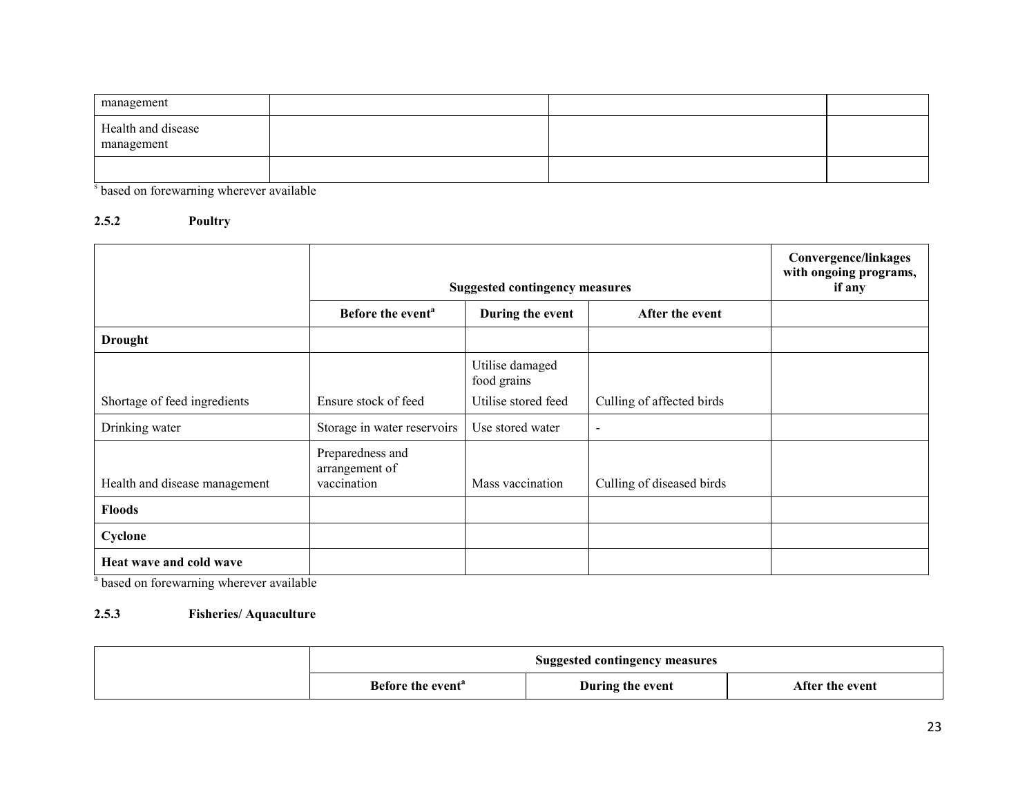| | | | |
|---|---|---|---|
| management | | | |
| Health and disease management | | | |
| | | | |

[s] based on forewarning wherever available

### 2.5.2 Poultry

| | Suggested contingency measures | | | Convergence/linkages with ongoing programs, if any |
|---|---|---|---|---|
| | Before the event[a] | During the event | After the event | |
| **Drought** | | | | |
| Shortage of feed ingredients | Ensure stock of feed | Utilise damaged food grains<br>Utilise stored feed | Culling of affected birds | |
| Drinking water | Storage in water reservoirs | Use stored water | - | |
| Health and disease management | Preparedness and arrangement of vaccination | Mass vaccination | Culling of diseased birds | |
| **Floods** | | | | |
| **Cyclone** | | | | |
| **Heat wave and cold wave** | | | | |

[a] based on forewarning wherever available

### 2.5.3 Fisheries/ Aquaculture

| | Suggested contingency measures | | |
|---|---|---|---|
| | Before the event[a] | During the event | After the event |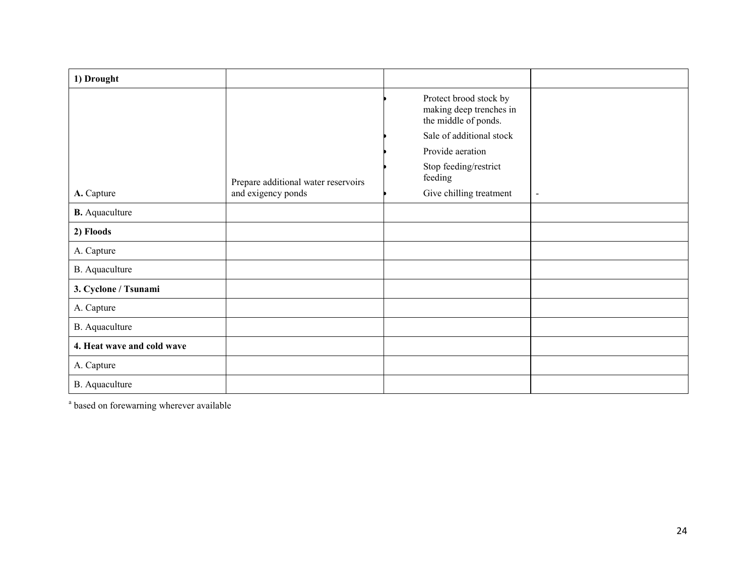| | | | |
|---|---|---|---|
| **1) Drought** | | | |
| **A.** Capture | Prepare additional water reservoirs and exigency ponds | • Protect brood stock by making deep trenches in the middle of ponds.<br>• Sale of additional stock<br>• Provide aeration<br>• Stop feeding/restrict feeding<br>• Give chilling treatment | - |
| **B.** Aquaculture | | | |
| **2) Floods** | | | |
| A. Capture | | | |
| B. Aquaculture | | | |
| **3. Cyclone / Tsunami** | | | |
| A. Capture | | | |
| B. Aquaculture | | | |
| **4. Heat wave and cold wave** | | | |
| A. Capture | | | |
| B. Aquaculture | | | |

[a] based on forewarning wherever available